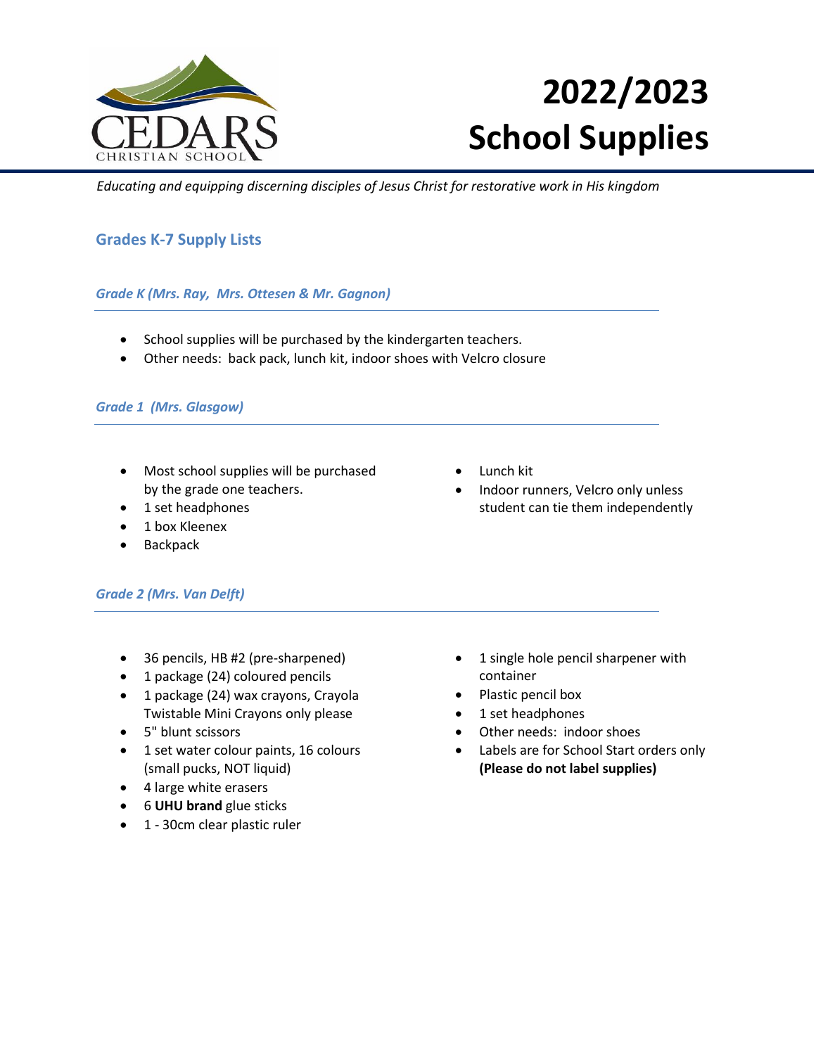# 2022/2023 School Supplies

*Educating and equipping discerning disciples of Jesus Christ for restorative work in His kingdom*

## Grades K-7 Supply Lists

### *Grade K (Mrs. Ray, Mrs. Ottesen & Mr. Gagnon)*

- School supplies will be purchased by the kindergarten teachers.
- Other needs: back pack, lunch kit, indoor shoes with Velcro closure

### *Grade 1 (Mrs. Glasgow)*

- Most school supplies will be purchased by the grade one teachers.
- 1 set headphones
- 1 box Kleenex
- Backpack
- Lunch kit
- Indoor runners, Velcro only unless student can tie them independently

### *Grade 2 (Mrs. Van Delft)*

- 36 pencils, HB #2 (pre-sharpened)
- 1 package (24) coloured pencils
- 1 package (24) wax crayons, Crayola Twistable Mini Crayons only please
- 5" blunt scissors
- 1 set water colour paints, 16 colours (small pucks, NOT liquid)
- 4 large white erasers
- 6 **UHU brand** glue sticks
- 1 - 30cm clear plastic ruler
- 1 single hole pencil sharpener with container
- Plastic pencil box
- 1 set headphones
- Other needs: indoor shoes
- Labels are for School Start orders only **(Please do not label supplies)**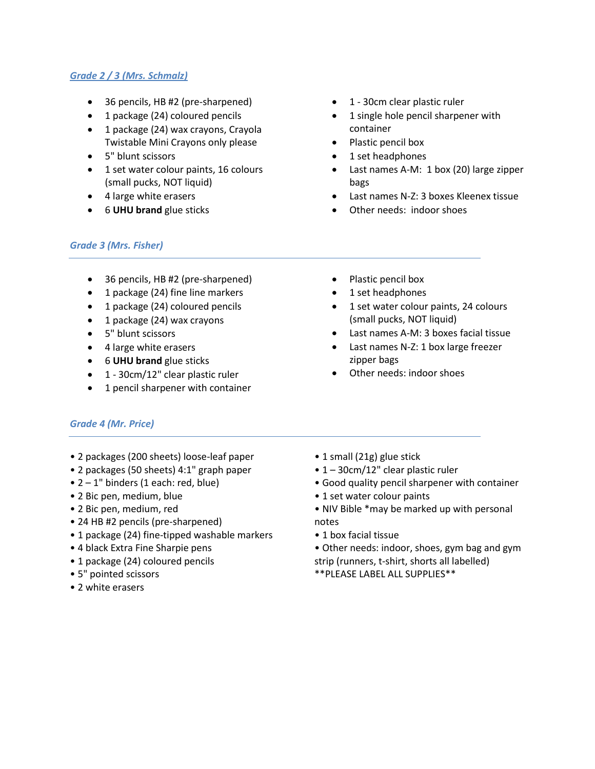### *Grade 2 / 3 (Mrs. Schmalz)*

- 36 pencils, HB #2 (pre-sharpened)
- 1 package (24) coloured pencils
- 1 package (24) wax crayons, Crayola Twistable Mini Crayons only please
- 5" blunt scissors
- 1 set water colour paints, 16 colours (small pucks, NOT liquid)
- 4 large white erasers
- 6 **UHU brand** glue sticks
- 1 - 30cm clear plastic ruler
- 1 single hole pencil sharpener with container
- Plastic pencil box
- 1 set headphones
- Last names A-M: 1 box (20) large zipper bags
- Last names N-Z: 3 boxes Kleenex tissue
- Other needs: indoor shoes

### *Grade 3 (Mrs. Fisher)*

- 36 pencils, HB #2 (pre-sharpened)
- 1 package (24) fine line markers
- 1 package (24) coloured pencils
- 1 package (24) wax crayons
- 5" blunt scissors
- 4 large white erasers
- 6 **UHU brand** glue sticks
- 1 - 30cm/12" clear plastic ruler
- 1 pencil sharpener with container
- Plastic pencil box
- 1 set headphones
- 1 set water colour paints, 24 colours (small pucks, NOT liquid)
- Last names A-M: 3 boxes facial tissue
- Last names N-Z: 1 box large freezer zipper bags
- Other needs: indoor shoes

### *Grade 4 (Mr. Price)*

- 2 packages (200 sheets) loose-leaf paper
- 2 packages (50 sheets) 4:1" graph paper
- 2 – 1" binders (1 each: red, blue)
- 2 Bic pen, medium, blue
- 2 Bic pen, medium, red
- 24 HB #2 pencils (pre-sharpened)
- 1 package (24) fine-tipped washable markers
- 4 black Extra Fine Sharpie pens
- 1 package (24) coloured pencils
- 5" pointed scissors
- 2 white erasers
- 1 small (21g) glue stick
- 1 – 30cm/12" clear plastic ruler
- Good quality pencil sharpener with container
- 1 set water colour paints
- NIV Bible *may be marked up with personal notes
- 1 box facial tissue
- Other needs: indoor, shoes, gym bag and gym strip (runners, t-shirt, shorts all labelled)

**PLEASE LABEL ALL SUPPLIES**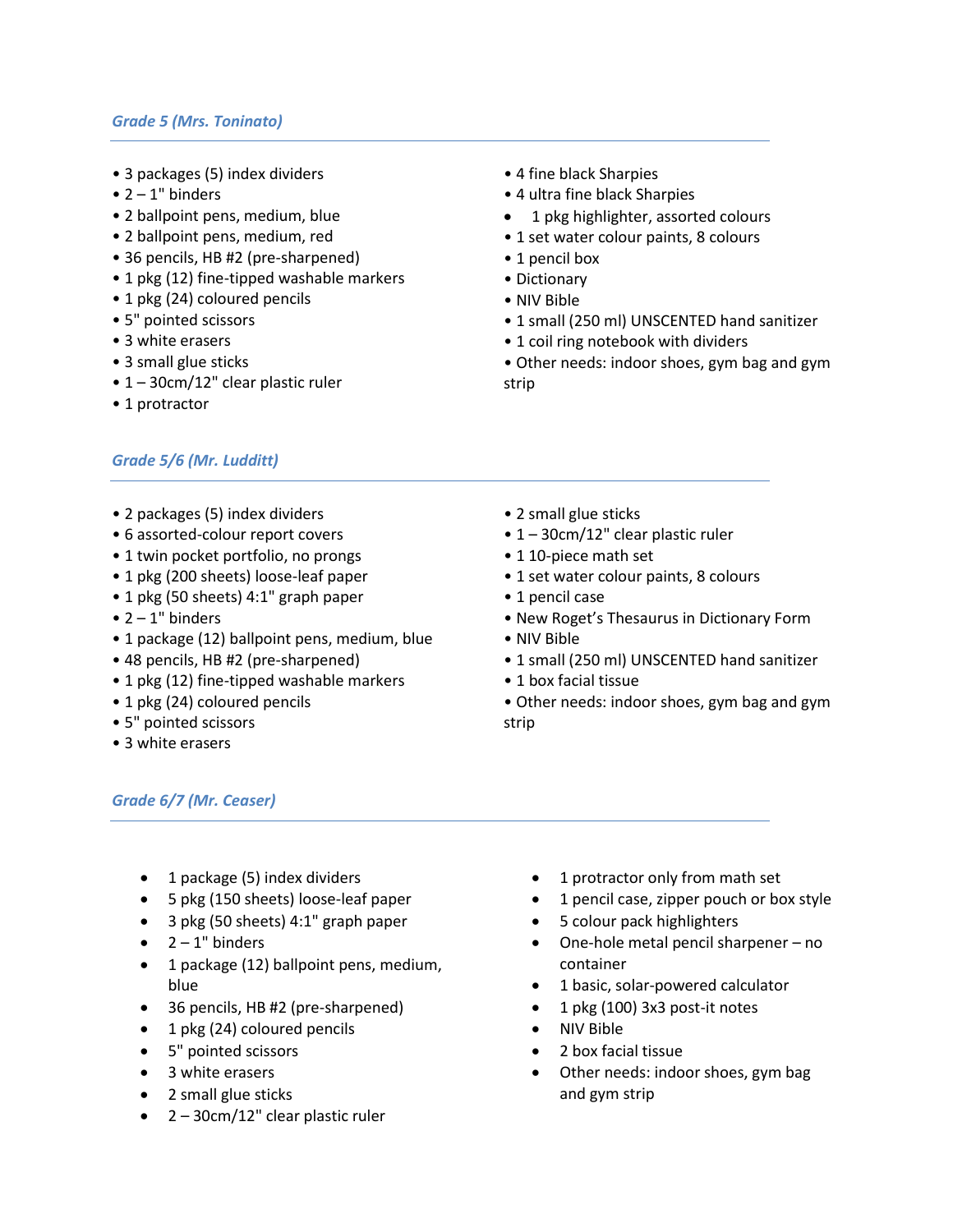### *Grade 5 (Mrs. Toninato)*

- 3 packages (5) index dividers
- 2 – 1" binders
- 2 ballpoint pens, medium, blue
- 2 ballpoint pens, medium, red
- 36 pencils, HB #2 (pre-sharpened)
- 1 pkg (12) fine-tipped washable markers
- 1 pkg (24) coloured pencils
- 5" pointed scissors
- 3 white erasers
- 3 small glue sticks
- 1 – 30cm/12" clear plastic ruler
- 1 protractor
- 4 fine black Sharpies
- 4 ultra fine black Sharpies
- 1 pkg highlighter, assorted colours
- 1 set water colour paints, 8 colours
- 1 pencil box
- Dictionary
- NIV Bible
- 1 small (250 ml) UNSCENTED hand sanitizer
- 1 coil ring notebook with dividers
- Other needs: indoor shoes, gym bag and gym strip

### *Grade 5/6 (Mr. Ludditt)*

- 2 packages (5) index dividers
- 6 assorted-colour report covers
- 1 twin pocket portfolio, no prongs
- 1 pkg (200 sheets) loose-leaf paper
- 1 pkg (50 sheets) 4:1" graph paper
- 2 – 1" binders
- 1 package (12) ballpoint pens, medium, blue
- 48 pencils, HB #2 (pre-sharpened)
- 1 pkg (12) fine-tipped washable markers
- 1 pkg (24) coloured pencils
- 5" pointed scissors
- 3 white erasers
- 2 small glue sticks
- 1 – 30cm/12" clear plastic ruler
- 1 10-piece math set
- 1 set water colour paints, 8 colours
- 1 pencil case
- New Roget's Thesaurus in Dictionary Form
- NIV Bible
- 1 small (250 ml) UNSCENTED hand sanitizer
- 1 box facial tissue
- Other needs: indoor shoes, gym bag and gym strip

### *Grade 6/7 (Mr. Ceaser)*

- 1 package (5) index dividers
- 5 pkg (150 sheets) loose-leaf paper
- 3 pkg (50 sheets) 4:1" graph paper
- 2 – 1" binders
- 1 package (12) ballpoint pens, medium, blue
- 36 pencils, HB #2 (pre-sharpened)
- 1 pkg (24) coloured pencils
- 5" pointed scissors
- 3 white erasers
- 2 small glue sticks
- 2 – 30cm/12" clear plastic ruler
- 1 protractor only from math set
- 1 pencil case, zipper pouch or box style
- 5 colour pack highlighters
- One-hole metal pencil sharpener – no container
- 1 basic, solar-powered calculator
- 1 pkg (100) 3x3 post-it notes
- NIV Bible
- 2 box facial tissue
- Other needs: indoor shoes, gym bag and gym strip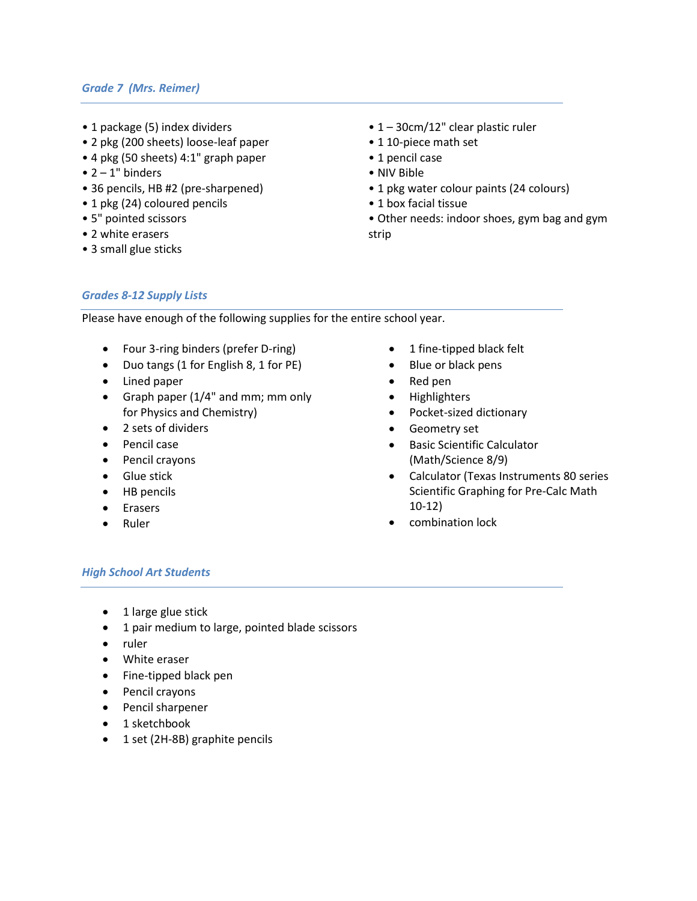### *Grade 7 (Mrs. Reimer)*

- 1 package (5) index dividers
- 2 pkg (200 sheets) loose-leaf paper
- 4 pkg (50 sheets) 4:1" graph paper
- 2 – 1" binders
- 36 pencils, HB #2 (pre-sharpened)
- 1 pkg (24) coloured pencils
- 5" pointed scissors
- 2 white erasers
- 3 small glue sticks
- 1 – 30cm/12" clear plastic ruler
- 1 10-piece math set
- 1 pencil case
- NIV Bible
- 1 pkg water colour paints (24 colours)
- 1 box facial tissue
- Other needs: indoor shoes, gym bag and gym strip

### *Grades 8-12 Supply Lists*

Please have enough of the following supplies for the entire school year.

- Four 3-ring binders (prefer D-ring)
- Duo tangs (1 for English 8, 1 for PE)
- Lined paper
- Graph paper (1/4" and mm; mm only for Physics and Chemistry)
- 2 sets of dividers
- Pencil case
- Pencil crayons
- Glue stick
- HB pencils
- Erasers
- Ruler
- 1 fine-tipped black felt
- Blue or black pens
- Red pen
- Highlighters
- Pocket-sized dictionary
- Geometry set
- Basic Scientific Calculator (Math/Science 8/9)
- Calculator (Texas Instruments 80 series Scientific Graphing for Pre-Calc Math 10-12)
- combination lock

### *High School Art Students*

- 1 large glue stick
- 1 pair medium to large, pointed blade scissors
- ruler
- White eraser
- Fine-tipped black pen
- Pencil crayons
- Pencil sharpener
- 1 sketchbook
- 1 set (2H-8B) graphite pencils